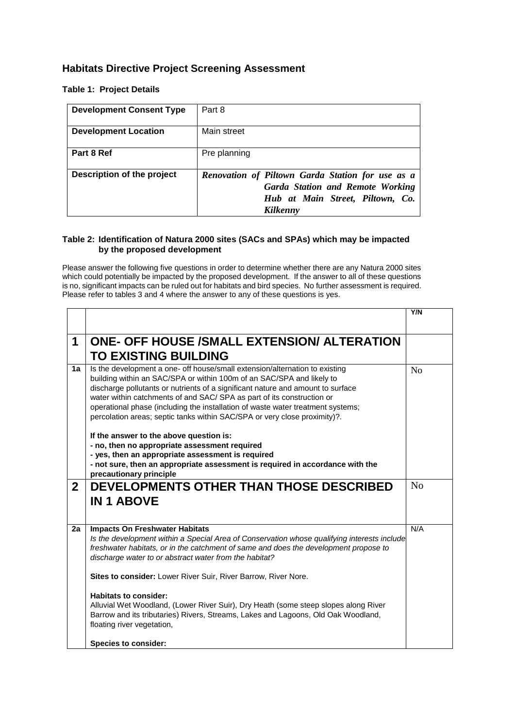## Habitats Directive Project Screening Assessment

**Table 1: Project Details**

| **Development Consent Type** | Part 8 |
|---|---|
| **Development Location** | Main street |
| **Part 8 Ref** | Pre planning |
| **Description of the project** | ***Renovation of Piltown Garda Station for use as a Garda Station and Remote Working Hub at Main Street, Piltown, Co. Kilkenny*** |

**Table 2: Identification of Natura 2000 sites (SACs and SPAs) which may be impacted by the proposed development**

Please answer the following five questions in order to determine whether there are any Natura 2000 sites which could potentially be impacted by the proposed development. If the answer to all of these questions is no, significant impacts can be ruled out for habitats and bird species. No further assessment is required. Please refer to tables 3 and 4 where the answer to any of these questions is yes.

| | | **Y/N** |
|---|---|---|
| **1** | **ONE- OFF HOUSE /SMALL EXTENSION/ ALTERATION TO EXISTING BUILDING** | |
| **1a** | Is the development a one- off house/small extension/alternation to existing building within an SAC/SPA or within 100m of an SAC/SPA and likely to discharge pollutants or nutrients of a significant nature and amount to surface water within catchments of and SAC/ SPA as part of its construction or operational phase (including the installation of waste water treatment systems; percolation areas; septic tanks within SAC/SPA or very close proximity)?.<br><br>**If the answer to the above question is:**<br>**- no, then no appropriate assessment required**<br>**- yes, then an appropriate assessment is required**<br>**- not sure, then an appropriate assessment is required in accordance with the precautionary principle** | No |
| **2** | **DEVELOPMENTS OTHER THAN THOSE DESCRIBED IN 1 ABOVE** | No |
| **2a** | **Impacts On Freshwater Habitats**<br>*Is the development within a Special Area of Conservation whose qualifying interests include freshwater habitats, or in the catchment of same and does the development propose to discharge water to or abstract water from the habitat?*<br><br>**Sites to consider:** Lower River Suir, River Barrow, River Nore.<br><br>**Habitats to consider:**<br>Alluvial Wet Woodland, (Lower River Suir), Dry Heath (some steep slopes along River Barrow and its tributaries) Rivers, Streams, Lakes and Lagoons, Old Oak Woodland, floating river vegetation,<br><br>**Species to consider:** | N/A |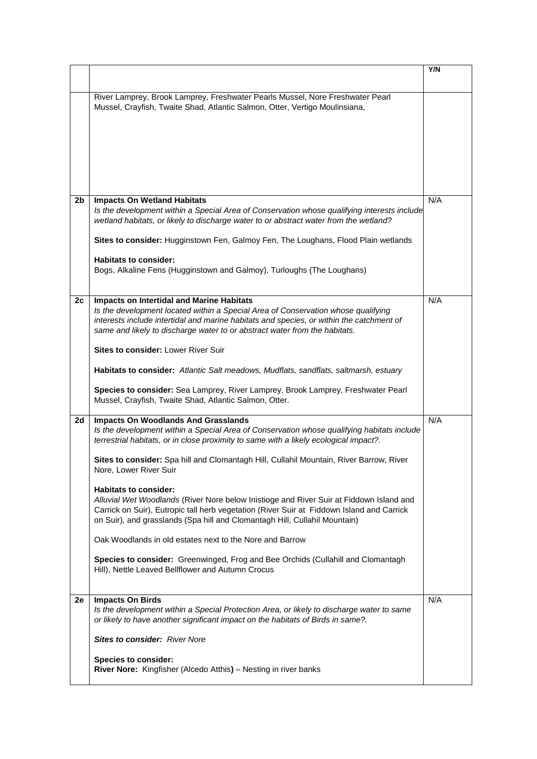| | | Y/N |
|---|---|---|
| | River Lamprey, Brook Lamprey, Freshwater Pearls Mussel, Nore Freshwater Pearl Mussel, Crayfish, Twaite Shad, Atlantic Salmon, Otter, Vertigo Moulinsiana, | |
| **2b** | **Impacts On Wetland Habitats**<br>*Is the development within a Special Area of Conservation whose qualifying interests include wetland habitats, or likely to discharge water to or abstract water from the wetland?*<br><br>**Sites to consider:** Hugginstown Fen, Galmoy Fen, The Loughans, Flood Plain wetlands<br><br>**Habitats to consider:**<br>Bogs, Alkaline Fens (Hugginstown and Galmoy), Turloughs (The Loughans) | N/A |
| **2c** | **Impacts on Intertidal and Marine Habitats**<br>*Is the development located within a Special Area of Conservation whose qualifying interests include intertidal and marine habitats and species, or within the catchment of same and likely to discharge water to or abstract water from the habitats.*<br><br>**Sites to consider:** Lower River Suir<br><br>**Habitats to consider:** *Atlantic Salt meadows, Mudflats, sandflats, saltmarsh, estuary*<br><br>**Species to consider:** Sea Lamprey, River Lamprey, Brook Lamprey, Freshwater Pearl Mussel, Crayfish, Twaite Shad, Atlantic Salmon, Otter. | N/A |
| **2d** | **Impacts On Woodlands And Grasslands**<br>*Is the development within a Special Area of Conservation whose qualifying habitats include terrestrial habitats, or in close proximity to same with a likely ecological impact?.*<br><br>**Sites to consider:** Spa hill and Clomantagh Hill, Cullahil Mountain, River Barrow, River Nore, Lower River Suir<br><br>**Habitats to consider:**<br>*Alluvial Wet Woodlands* (River Nore below Inistioge and River Suir at Fiddown Island and Carrick on Suir), Eutropic tall herb vegetation (River Suir at Fiddown Island and Carrick on Suir), and grasslands (Spa hill and Clomantagh Hill, Cullahil Mountain)<br><br>Oak Woodlands in old estates next to the Nore and Barrow<br><br>**Species to consider:** Greenwinged, Frog and Bee Orchids (Cullahill and Clomantagh Hill), Nettle Leaved Bellflower and Autumn Crocus | N/A |
| **2e** | **Impacts On Birds**<br>*Is the development within a Special Protection Area, or likely to discharge water to same or likely to have another significant impact on the habitats of Birds in same?.*<br><br>***Sites to consider:*** *River Nore*<br><br>**Species to consider:**<br>**River Nore:** Kingfisher (Alcedo Atthis**)** – Nesting in river banks | N/A |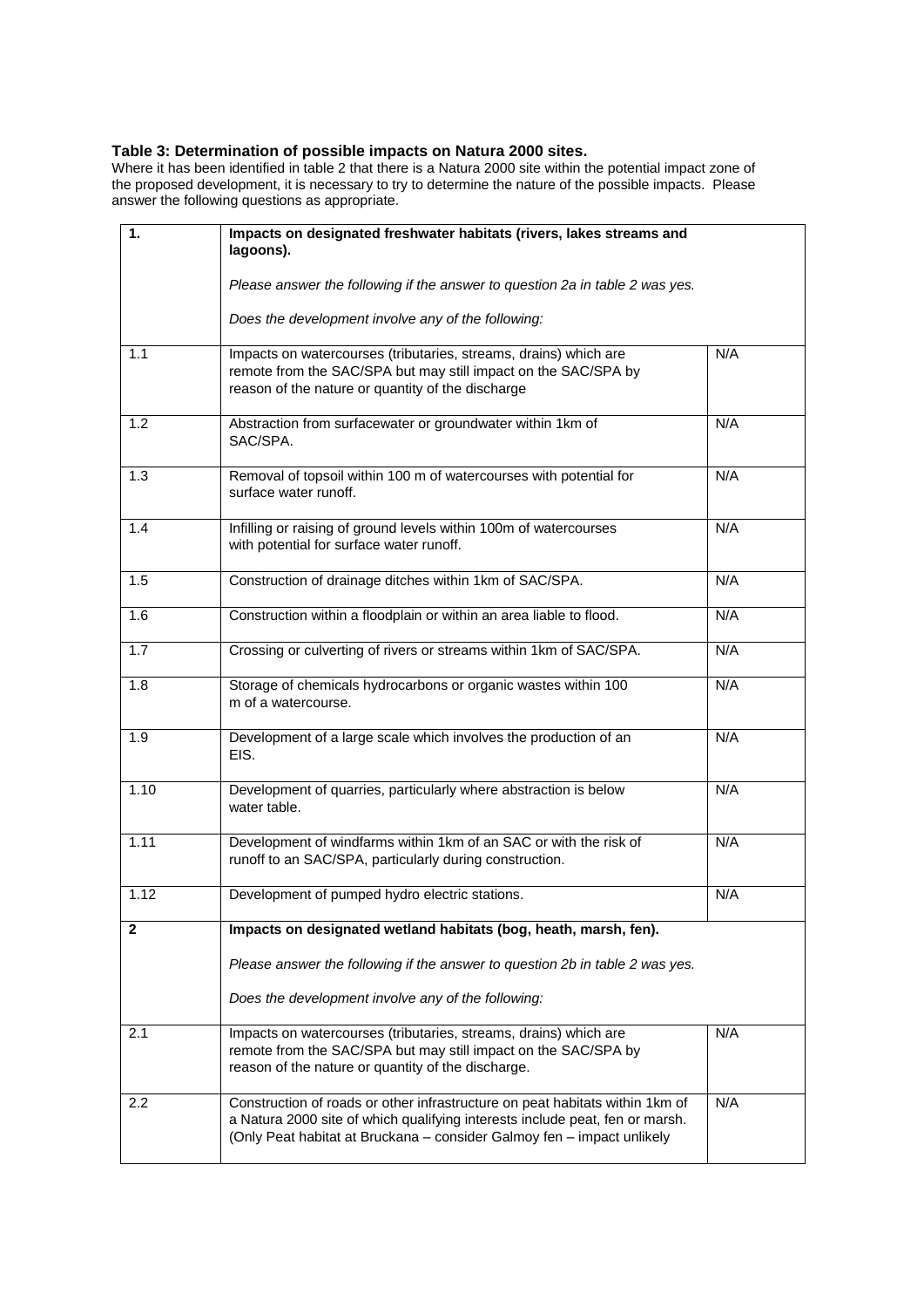**Table 3: Determination of possible impacts on Natura 2000 sites.**

Where it has been identified in table 2 that there is a Natura 2000 site within the potential impact zone of the proposed development, it is necessary to try to determine the nature of the possible impacts. Please answer the following questions as appropriate.

| | | |
|---|---|---|
| **1.** | **Impacts on designated freshwater habitats (rivers, lakes streams and lagoons).**<br><br>*Please answer the following if the answer to question 2a in table 2 was yes.*<br><br>*Does the development involve any of the following:* | |
| 1.1 | Impacts on watercourses (tributaries, streams, drains) which are remote from the SAC/SPA but may still impact on the SAC/SPA by reason of the nature or quantity of the discharge | N/A |
| 1.2 | Abstraction from surfacewater or groundwater within 1km of SAC/SPA. | N/A |
| 1.3 | Removal of topsoil within 100 m of watercourses with potential for surface water runoff. | N/A |
| 1.4 | Infilling or raising of ground levels within 100m of watercourses with potential for surface water runoff. | N/A |
| 1.5 | Construction of drainage ditches within 1km of SAC/SPA. | N/A |
| 1.6 | Construction within a floodplain or within an area liable to flood. | N/A |
| 1.7 | Crossing or culverting of rivers or streams within 1km of SAC/SPA. | N/A |
| 1.8 | Storage of chemicals hydrocarbons or organic wastes within 100 m of a watercourse. | N/A |
| 1.9 | Development of a large scale which involves the production of an EIS. | N/A |
| 1.10 | Development of quarries, particularly where abstraction is below water table. | N/A |
| 1.11 | Development of windfarms within 1km of an SAC or with the risk of runoff to an SAC/SPA, particularly during construction. | N/A |
| 1.12 | Development of pumped hydro electric stations. | N/A |
| **2** | **Impacts on designated wetland habitats (bog, heath, marsh, fen).**<br><br>*Please answer the following if the answer to question 2b in table 2 was yes.*<br><br>*Does the development involve any of the following:* | |
| 2.1 | Impacts on watercourses (tributaries, streams, drains) which are remote from the SAC/SPA but may still impact on the SAC/SPA by reason of the nature or quantity of the discharge. | N/A |
| 2.2 | Construction of roads or other infrastructure on peat habitats within 1km of a Natura 2000 site of which qualifying interests include peat, fen or marsh. (Only Peat habitat at Bruckana – consider Galmoy fen – impact unlikely | N/A |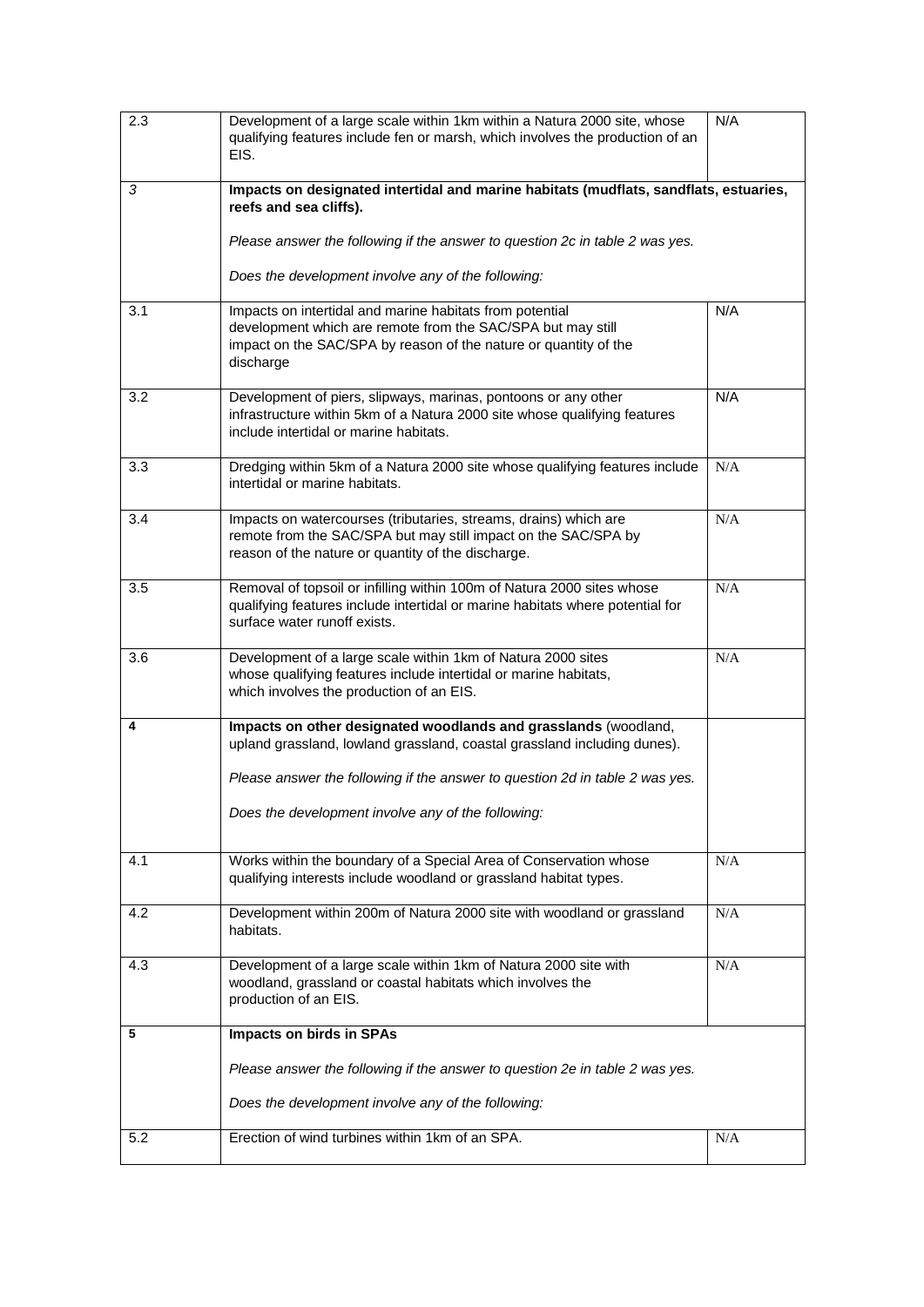| 2.3 | Development of a large scale within 1km within a Natura 2000 site, whose qualifying features include fen or marsh, which involves the production of an EIS. | N/A |
|---|---|---|
| *3* | **Impacts on designated intertidal and marine habitats (mudflats, sandflats, estuaries, reefs and sea cliffs).**<br><br>*Please answer the following if the answer to question 2c in table 2 was yes.*<br><br>*Does the development involve any of the following:* | |
| 3.1 | Impacts on intertidal and marine habitats from potential development which are remote from the SAC/SPA but may still impact on the SAC/SPA by reason of the nature or quantity of the discharge | N/A |
| 3.2 | Development of piers, slipways, marinas, pontoons or any other infrastructure within 5km of a Natura 2000 site whose qualifying features include intertidal or marine habitats. | N/A |
| 3.3 | Dredging within 5km of a Natura 2000 site whose qualifying features include intertidal or marine habitats. | N/A |
| 3.4 | Impacts on watercourses (tributaries, streams, drains) which are remote from the SAC/SPA but may still impact on the SAC/SPA by reason of the nature or quantity of the discharge. | N/A |
| 3.5 | Removal of topsoil or infilling within 100m of Natura 2000 sites whose qualifying features include intertidal or marine habitats where potential for surface water runoff exists. | N/A |
| 3.6 | Development of a large scale within 1km of Natura 2000 sites whose qualifying features include intertidal or marine habitats, which involves the production of an EIS. | N/A |
| **4** | **Impacts on other designated woodlands and grasslands** (woodland, upland grassland, lowland grassland, coastal grassland including dunes).<br><br>*Please answer the following if the answer to question 2d in table 2 was yes.*<br><br>*Does the development involve any of the following:* | |
| 4.1 | Works within the boundary of a Special Area of Conservation whose qualifying interests include woodland or grassland habitat types. | N/A |
| 4.2 | Development within 200m of Natura 2000 site with woodland or grassland habitats. | N/A |
| 4.3 | Development of a large scale within 1km of Natura 2000 site with woodland, grassland or coastal habitats which involves the production of an EIS. | N/A |
| **5** | **Impacts on birds in SPAs**<br><br>*Please answer the following if the answer to question 2e in table 2 was yes.*<br><br>*Does the development involve any of the following:* | |
| 5.2 | Erection of wind turbines within 1km of an SPA. | N/A |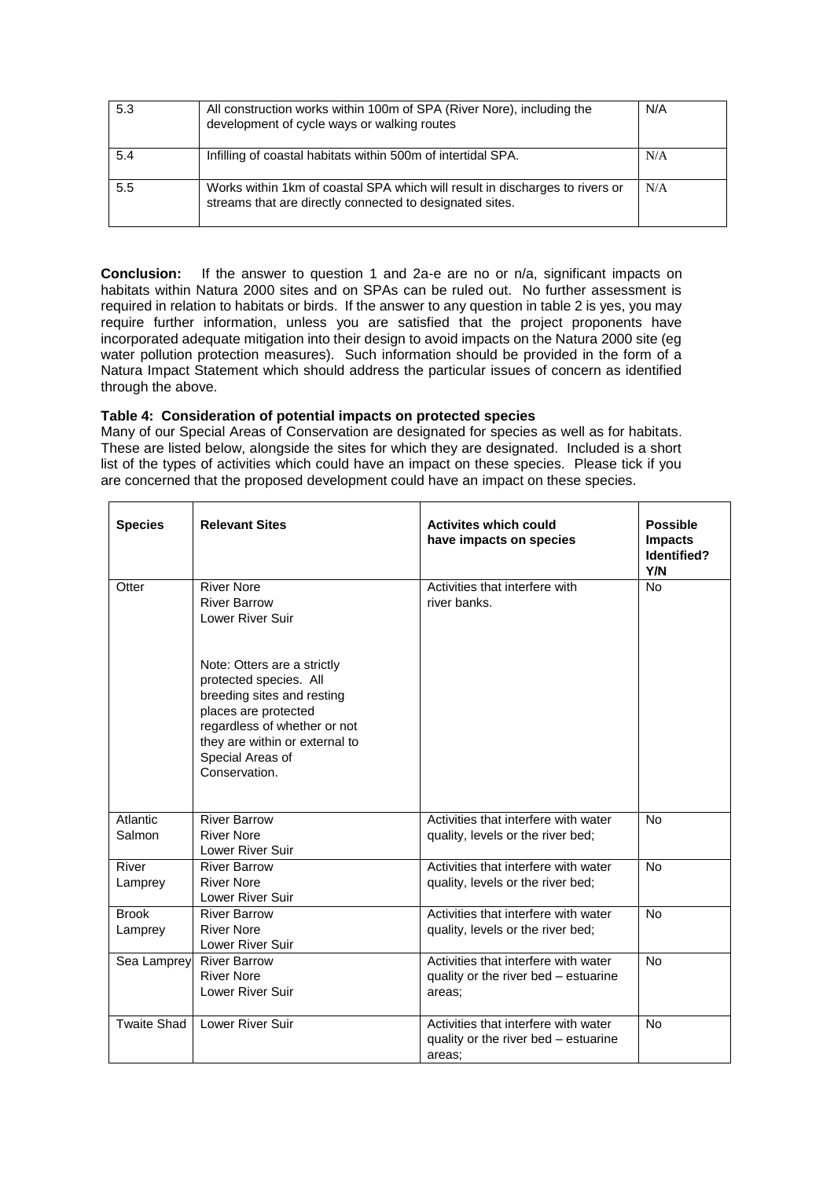| 5.3 | All construction works within 100m of SPA (River Nore), including the development of cycle ways or walking routes | N/A |
|---|---|---|
| 5.4 | Infilling of coastal habitats within 500m of intertidal SPA. | N/A |
| 5.5 | Works within 1km of coastal SPA which will result in discharges to rivers or streams that are directly connected to designated sites. | N/A |

**Conclusion:** If the answer to question 1 and 2a-e are no or n/a, significant impacts on habitats within Natura 2000 sites and on SPAs can be ruled out. No further assessment is required in relation to habitats or birds. If the answer to any question in table 2 is yes, you may require further information, unless you are satisfied that the project proponents have incorporated adequate mitigation into their design to avoid impacts on the Natura 2000 site (eg water pollution protection measures). Such information should be provided in the form of a Natura Impact Statement which should address the particular issues of concern as identified through the above.

**Table 4: Consideration of potential impacts on protected species**

Many of our Special Areas of Conservation are designated for species as well as for habitats. These are listed below, alongside the sites for which they are designated. Included is a short list of the types of activities which could have an impact on these species. Please tick if you are concerned that the proposed development could have an impact on these species.

| Species | Relevant Sites | Activites which could have impacts on species | Possible Impacts Identified? Y/N |
|---|---|---|---|
| Otter | River Nore<br>River Barrow<br>Lower River Suir<br><br>Note: Otters are a strictly protected species. All breeding sites and resting places are protected regardless of whether or not they are within or external to Special Areas of Conservation. | Activities that interfere with river banks. | No |
| Atlantic Salmon | River Barrow<br>River Nore<br>Lower River Suir | Activities that interfere with water quality, levels or the river bed; | No |
| River Lamprey | River Barrow<br>River Nore<br>Lower River Suir | Activities that interfere with water quality, levels or the river bed; | No |
| Brook Lamprey | River Barrow<br>River Nore<br>Lower River Suir | Activities that interfere with water quality, levels or the river bed; | No |
| Sea Lamprey | River Barrow<br>River Nore<br>Lower River Suir | Activities that interfere with water quality or the river bed – estuarine areas; | No |
| Twaite Shad | Lower River Suir | Activities that interfere with water quality or the river bed – estuarine areas; | No |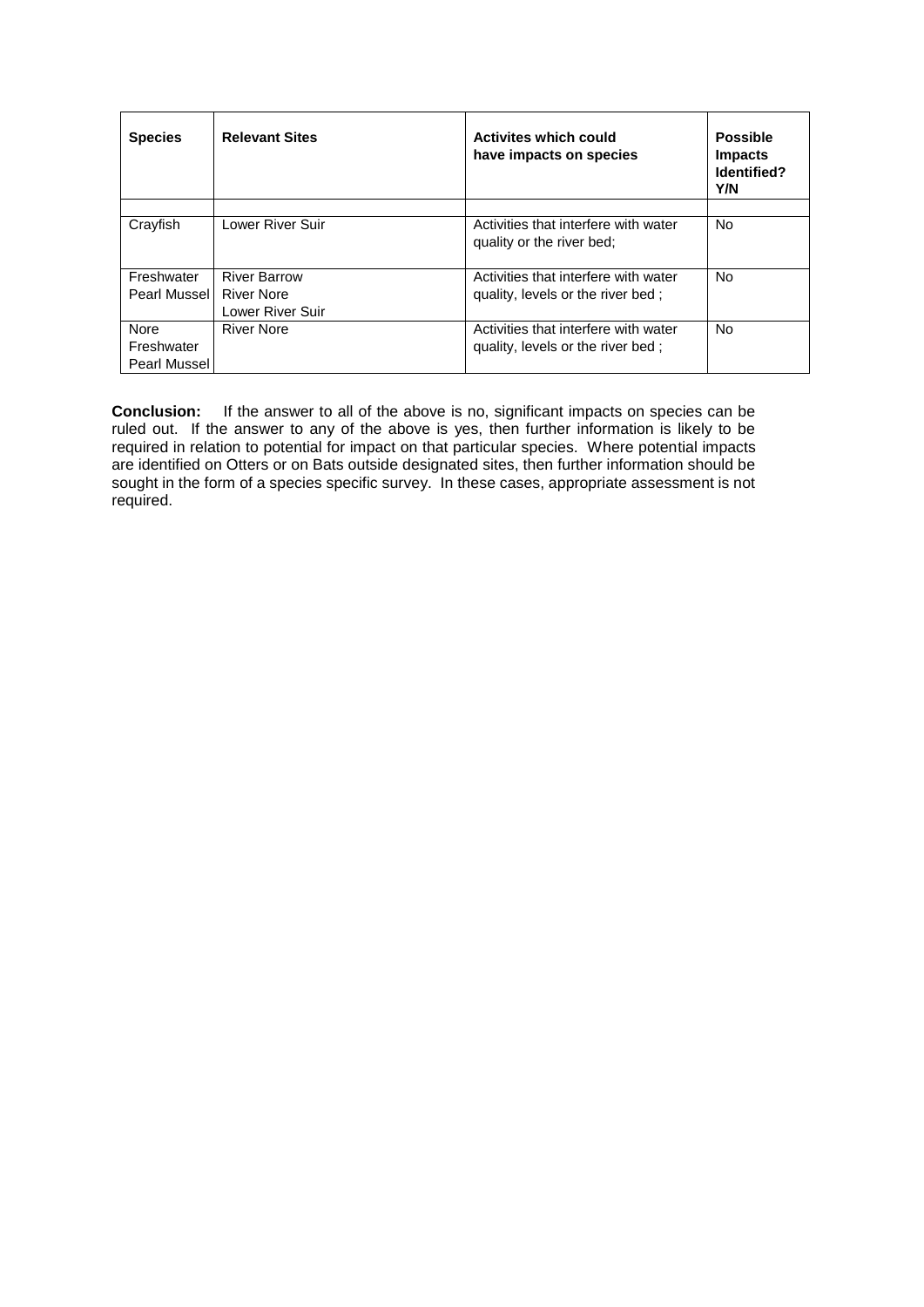| Species | Relevant Sites | Activites which could have impacts on species | Possible Impacts Identified? Y/N |
|---|---|---|---|
| | | | |
| Crayfish | Lower River Suir | Activities that interfere with water quality or the river bed; | No |
| Freshwater Pearl Mussel | River Barrow<br>River Nore<br>Lower River Suir | Activities that interfere with water quality, levels or the river bed ; | No |
| Nore Freshwater Pearl Mussel | River Nore | Activities that interfere with water quality, levels or the river bed ; | No |

**Conclusion:** If the answer to all of the above is no, significant impacts on species can be ruled out. If the answer to any of the above is yes, then further information is likely to be required in relation to potential for impact on that particular species. Where potential impacts are identified on Otters or on Bats outside designated sites, then further information should be sought in the form of a species specific survey. In these cases, appropriate assessment is not required.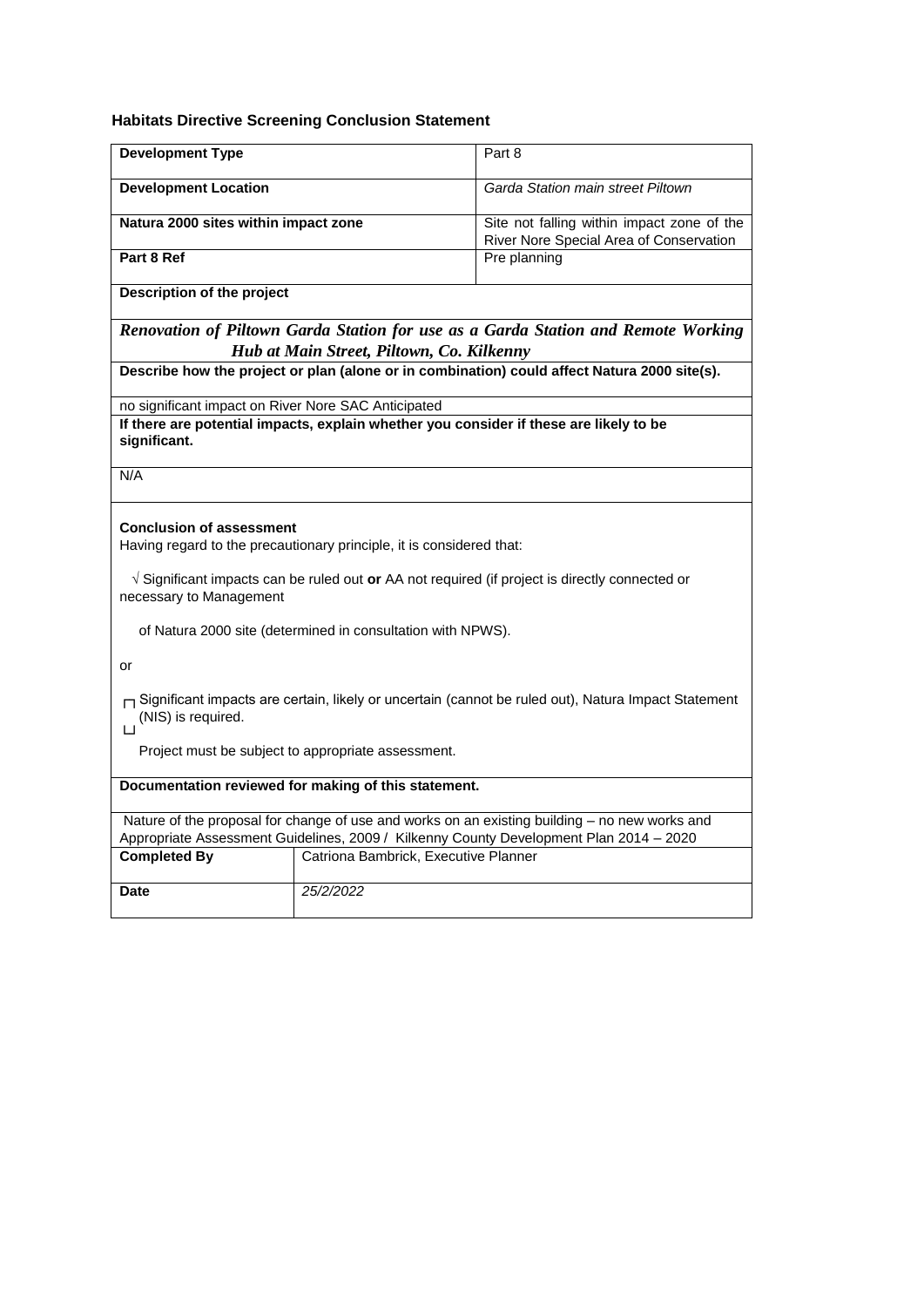**Habitats Directive Screening Conclusion Statement**

| | |
|---|---|
| **Development Type** | Part 8 |
| **Development Location** | *Garda Station main street Piltown* |
| **Natura 2000 sites within impact zone** | Site not falling within impact zone of the River Nore Special Area of Conservation |
| **Part 8 Ref** | Pre planning |

**Description of the project**

***Renovation of Piltown Garda Station for use as a Garda Station and Remote Working Hub at Main Street, Piltown, Co. Kilkenny***

**Describe how the project or plan (alone or in combination) could affect Natura 2000 site(s).**

no significant impact on River Nore SAC Anticipated

**If there are potential impacts, explain whether you consider if these are likely to be significant.**

N/A

**Conclusion of assessment**

Having regard to the precautionary principle, it is considered that:

√ Significant impacts can be ruled out **or** AA not required (if project is directly connected or necessary to Management

of Natura 2000 site (determined in consultation with NPWS).

or

☐ Significant impacts are certain, likely or uncertain (cannot be ruled out), Natura Impact Statement (NIS) is required.

Project must be subject to appropriate assessment.

**Documentation reviewed for making of this statement.**

Nature of the proposal for change of use and works on an existing building – no new works and Appropriate Assessment Guidelines, 2009 / Kilkenny County Development Plan 2014 – 2020

| | |
|---|---|
| **Completed By** | Catriona Bambrick, Executive Planner |
| **Date** | *25/2/2022* |